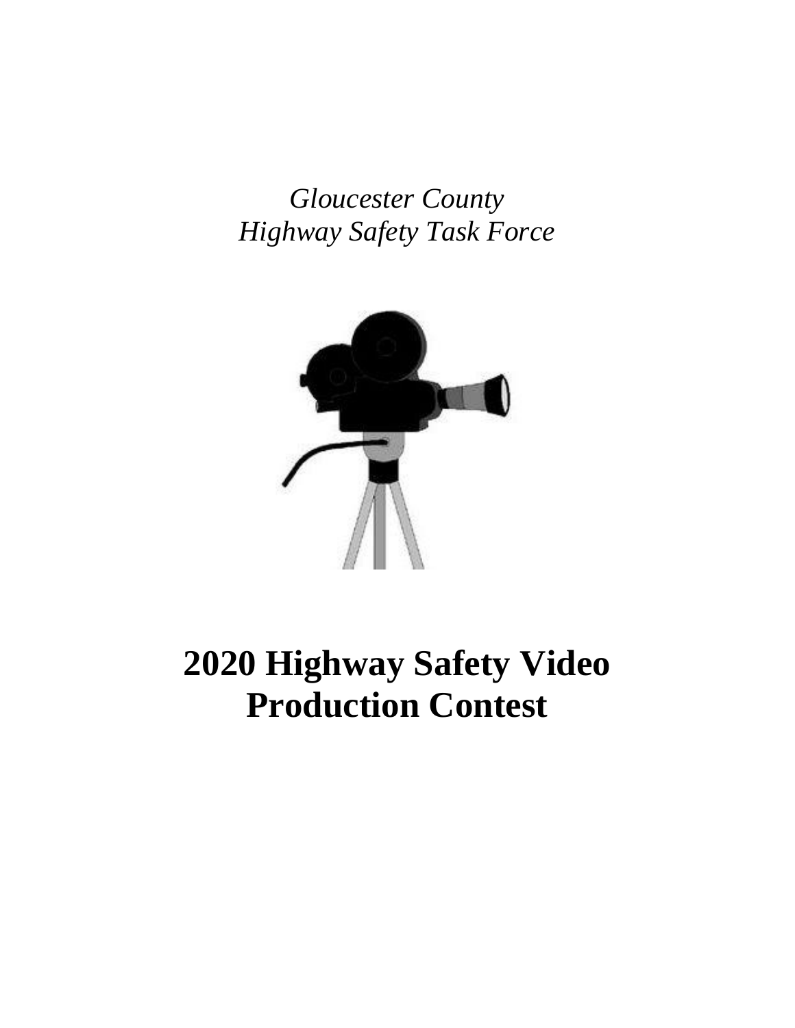*Gloucester County*
*Highway Safety Task Force*

# 2020 Highway Safety Video Production Contest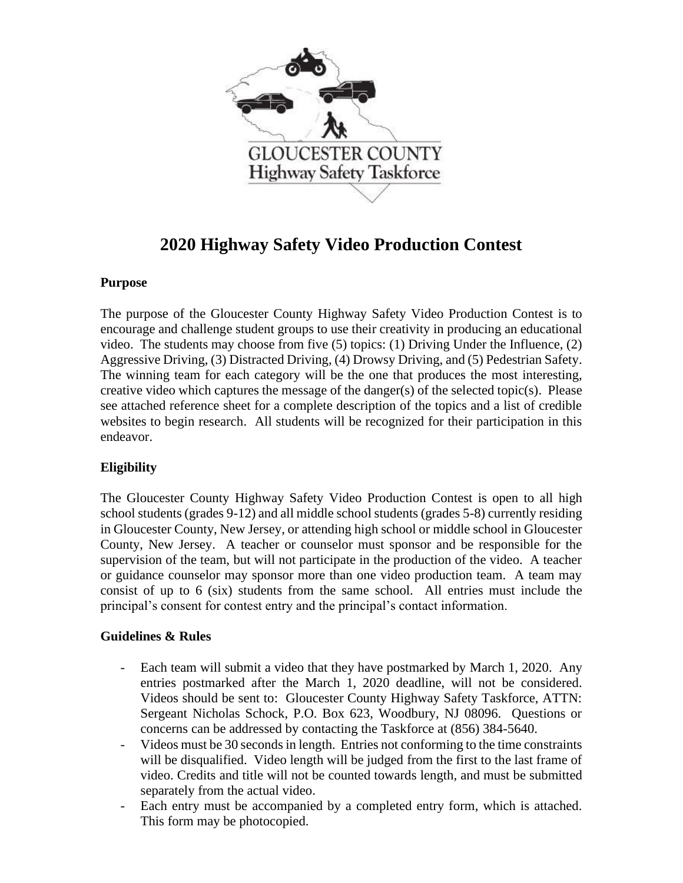GLOUCESTER COUNTY
Highway Safety Taskforce

# 2020 Highway Safety Video Production Contest

### Purpose

The purpose of the Gloucester County Highway Safety Video Production Contest is to encourage and challenge student groups to use their creativity in producing an educational video. The students may choose from five (5) topics: (1) Driving Under the Influence, (2) Aggressive Driving, (3) Distracted Driving, (4) Drowsy Driving, and (5) Pedestrian Safety. The winning team for each category will be the one that produces the most interesting, creative video which captures the message of the danger(s) of the selected topic(s). Please see attached reference sheet for a complete description of the topics and a list of credible websites to begin research. All students will be recognized for their participation in this endeavor.

### Eligibility

The Gloucester County Highway Safety Video Production Contest is open to all high school students (grades 9-12) and all middle school students (grades 5-8) currently residing in Gloucester County, New Jersey, or attending high school or middle school in Gloucester County, New Jersey. A teacher or counselor must sponsor and be responsible for the supervision of the team, but will not participate in the production of the video. A teacher or guidance counselor may sponsor more than one video production team. A team may consist of up to 6 (six) students from the same school. All entries must include the principal's consent for contest entry and the principal's contact information.

### Guidelines & Rules

- Each team will submit a video that they have postmarked by March 1, 2020. Any entries postmarked after the March 1, 2020 deadline, will not be considered. Videos should be sent to: Gloucester County Highway Safety Taskforce, ATTN: Sergeant Nicholas Schock, P.O. Box 623, Woodbury, NJ 08096. Questions or concerns can be addressed by contacting the Taskforce at (856) 384-5640.
- Videos must be 30 seconds in length. Entries not conforming to the time constraints will be disqualified. Video length will be judged from the first to the last frame of video. Credits and title will not be counted towards length, and must be submitted separately from the actual video.
- Each entry must be accompanied by a completed entry form, which is attached. This form may be photocopied.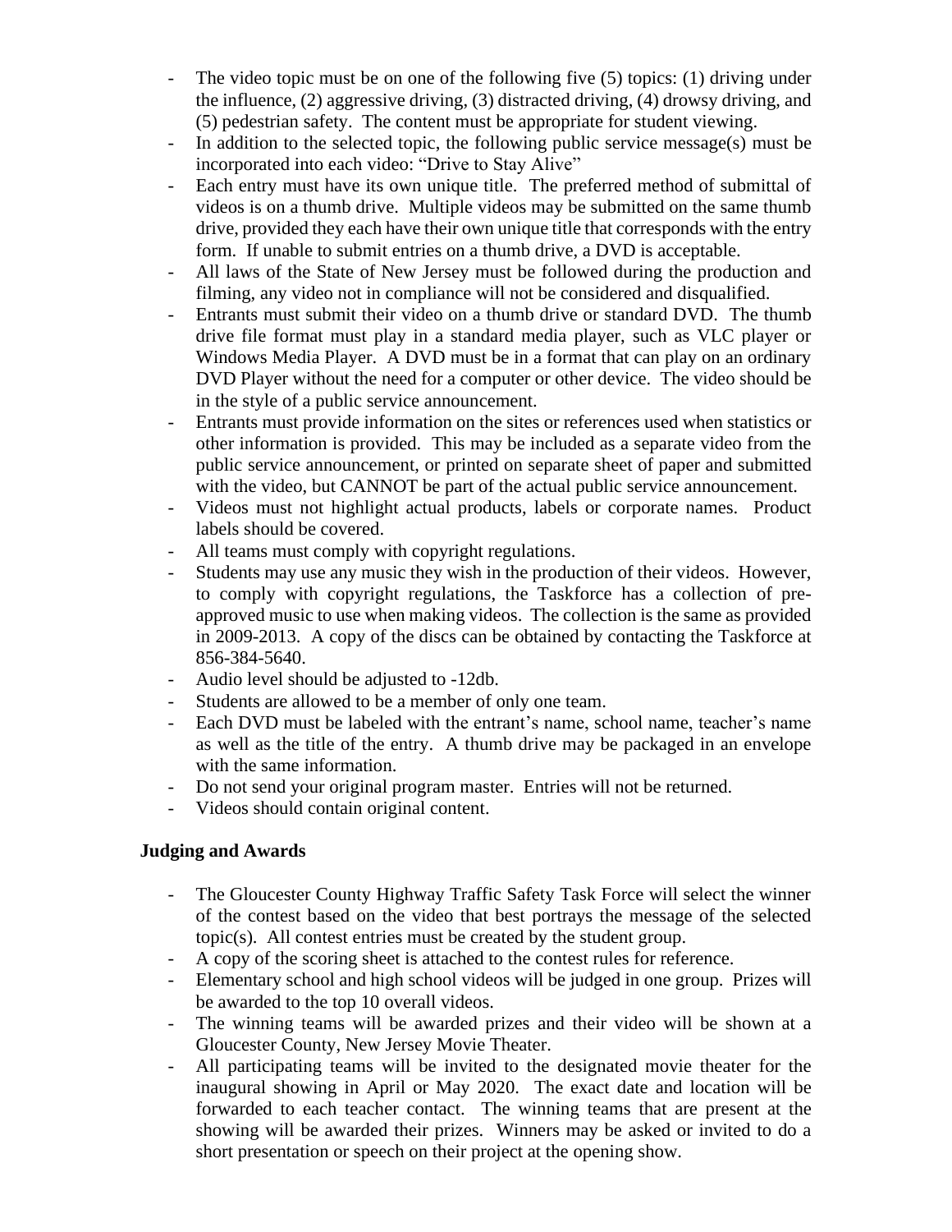- The video topic must be on one of the following five (5) topics: (1) driving under the influence, (2) aggressive driving, (3) distracted driving, (4) drowsy driving, and (5) pedestrian safety. The content must be appropriate for student viewing.
- In addition to the selected topic, the following public service message(s) must be incorporated into each video: "Drive to Stay Alive"
- Each entry must have its own unique title. The preferred method of submittal of videos is on a thumb drive. Multiple videos may be submitted on the same thumb drive, provided they each have their own unique title that corresponds with the entry form. If unable to submit entries on a thumb drive, a DVD is acceptable.
- All laws of the State of New Jersey must be followed during the production and filming, any video not in compliance will not be considered and disqualified.
- Entrants must submit their video on a thumb drive or standard DVD. The thumb drive file format must play in a standard media player, such as VLC player or Windows Media Player. A DVD must be in a format that can play on an ordinary DVD Player without the need for a computer or other device. The video should be in the style of a public service announcement.
- Entrants must provide information on the sites or references used when statistics or other information is provided. This may be included as a separate video from the public service announcement, or printed on separate sheet of paper and submitted with the video, but CANNOT be part of the actual public service announcement.
- Videos must not highlight actual products, labels or corporate names. Product labels should be covered.
- All teams must comply with copyright regulations.
- Students may use any music they wish in the production of their videos. However, to comply with copyright regulations, the Taskforce has a collection of pre-approved music to use when making videos. The collection is the same as provided in 2009-2013. A copy of the discs can be obtained by contacting the Taskforce at 856-384-5640.
- Audio level should be adjusted to -12db.
- Students are allowed to be a member of only one team.
- Each DVD must be labeled with the entrant's name, school name, teacher's name as well as the title of the entry. A thumb drive may be packaged in an envelope with the same information.
- Do not send your original program master. Entries will not be returned.
- Videos should contain original content.

**Judging and Awards**

- The Gloucester County Highway Traffic Safety Task Force will select the winner of the contest based on the video that best portrays the message of the selected topic(s). All contest entries must be created by the student group.
- A copy of the scoring sheet is attached to the contest rules for reference.
- Elementary school and high school videos will be judged in one group. Prizes will be awarded to the top 10 overall videos.
- The winning teams will be awarded prizes and their video will be shown at a Gloucester County, New Jersey Movie Theater.
- All participating teams will be invited to the designated movie theater for the inaugural showing in April or May 2020. The exact date and location will be forwarded to each teacher contact. The winning teams that are present at the showing will be awarded their prizes. Winners may be asked or invited to do a short presentation or speech on their project at the opening show.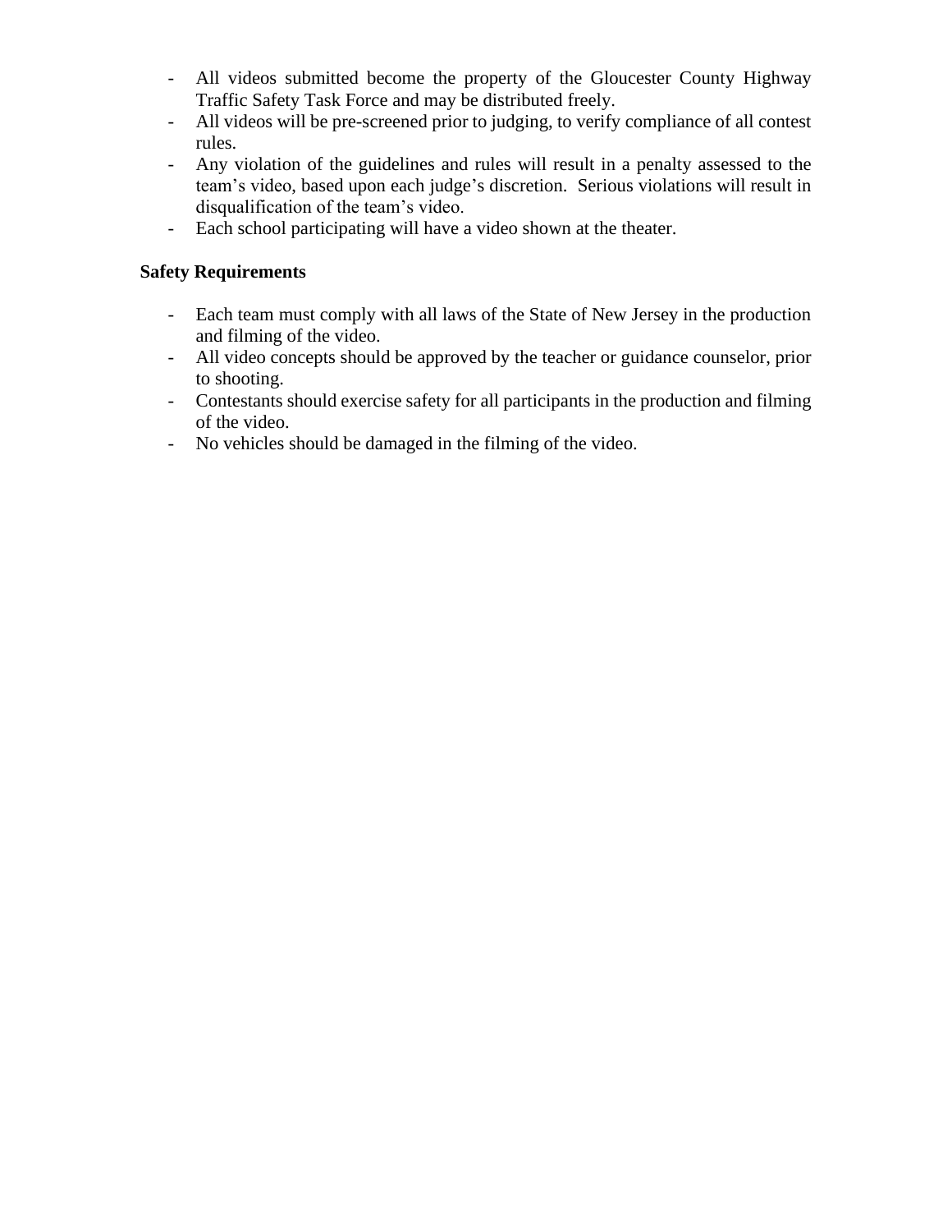- All videos submitted become the property of the Gloucester County Highway Traffic Safety Task Force and may be distributed freely.
- All videos will be pre-screened prior to judging, to verify compliance of all contest rules.
- Any violation of the guidelines and rules will result in a penalty assessed to the team's video, based upon each judge's discretion. Serious violations will result in disqualification of the team's video.
- Each school participating will have a video shown at the theater.

**Safety Requirements**

- Each team must comply with all laws of the State of New Jersey in the production and filming of the video.
- All video concepts should be approved by the teacher or guidance counselor, prior to shooting.
- Contestants should exercise safety for all participants in the production and filming of the video.
- No vehicles should be damaged in the filming of the video.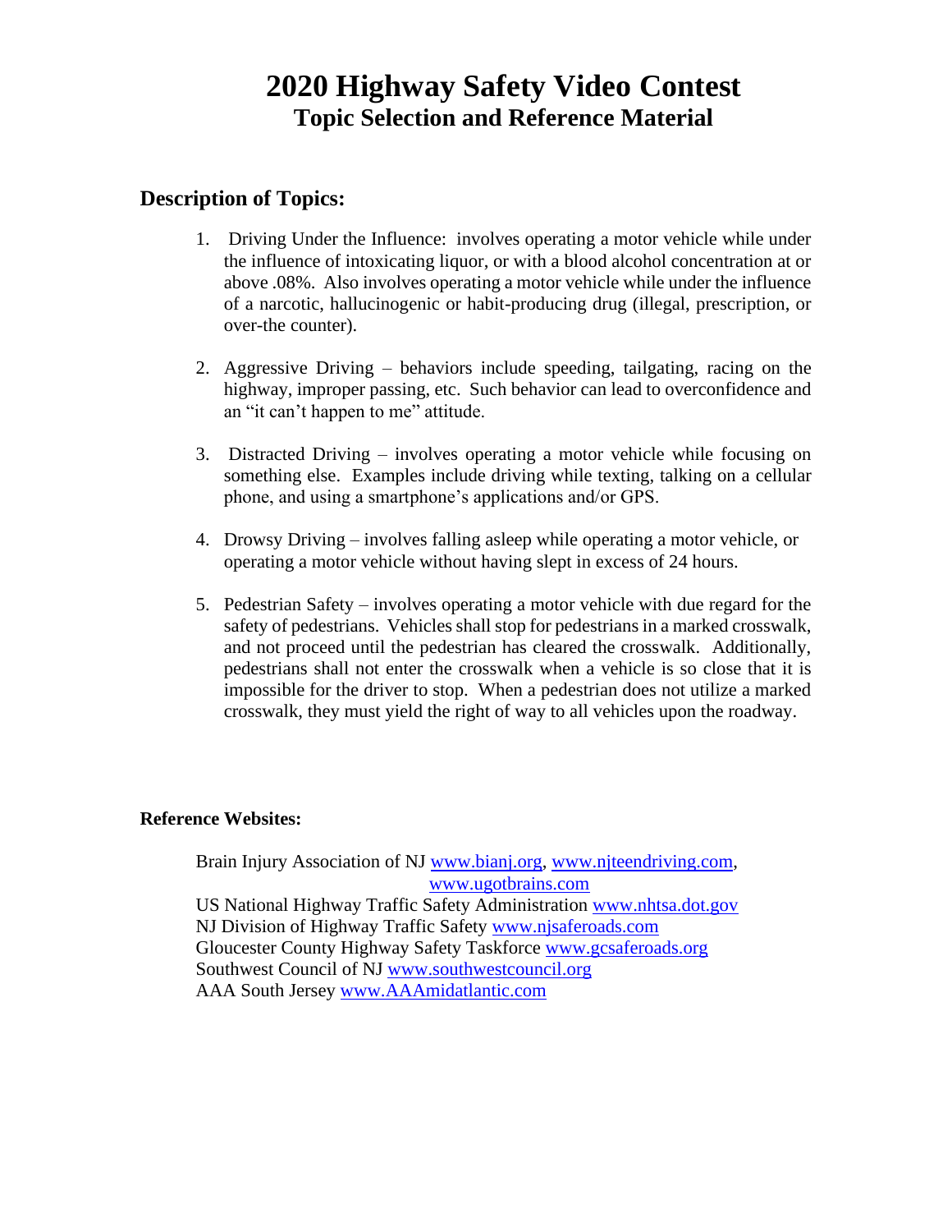# 2020 Highway Safety Video Contest

## Topic Selection and Reference Material

## Description of Topics:

1. Driving Under the Influence: involves operating a motor vehicle while under the influence of intoxicating liquor, or with a blood alcohol concentration at or above .08%. Also involves operating a motor vehicle while under the influence of a narcotic, hallucinogenic or habit-producing drug (illegal, prescription, or over-the counter).

2. Aggressive Driving – behaviors include speeding, tailgating, racing on the highway, improper passing, etc. Such behavior can lead to overconfidence and an "it can't happen to me" attitude.

3. Distracted Driving – involves operating a motor vehicle while focusing on something else. Examples include driving while texting, talking on a cellular phone, and using a smartphone's applications and/or GPS.

4. Drowsy Driving – involves falling asleep while operating a motor vehicle, or operating a motor vehicle without having slept in excess of 24 hours.

5. Pedestrian Safety – involves operating a motor vehicle with due regard for the safety of pedestrians. Vehicles shall stop for pedestrians in a marked crosswalk, and not proceed until the pedestrian has cleared the crosswalk. Additionally, pedestrians shall not enter the crosswalk when a vehicle is so close that it is impossible for the driver to stop. When a pedestrian does not utilize a marked crosswalk, they must yield the right of way to all vehicles upon the roadway.

**Reference Websites:**

Brain Injury Association of NJ www.bianj.org, www.njteendriving.com, www.ugotbrains.com
US National Highway Traffic Safety Administration www.nhtsa.dot.gov
NJ Division of Highway Traffic Safety www.njsaferoads.com
Gloucester County Highway Safety Taskforce www.gcsaferoads.org
Southwest Council of NJ www.southwestcouncil.org
AAA South Jersey www.AAAmidatlantic.com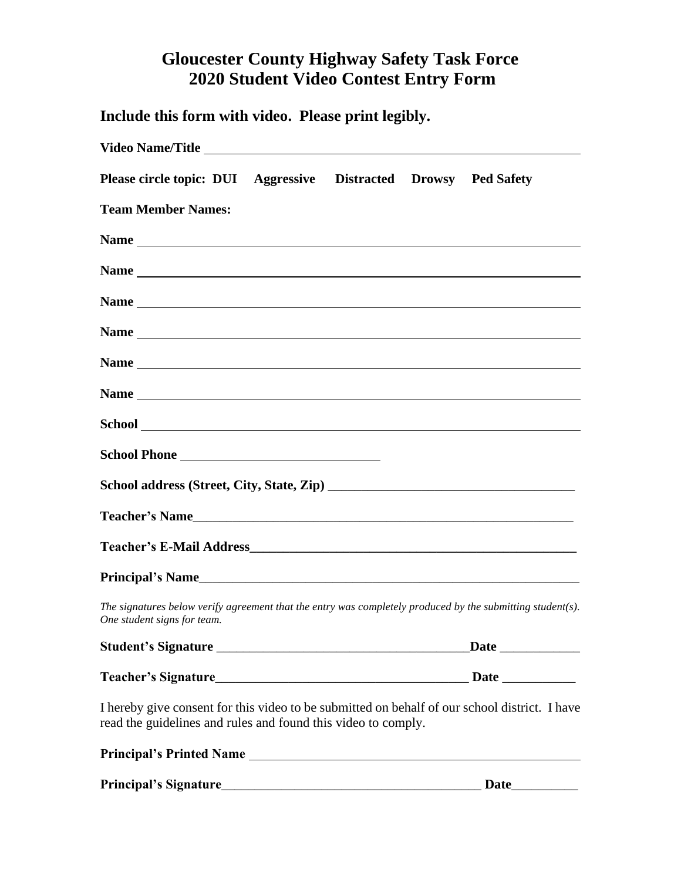# Gloucester County Highway Safety Task Force
# 2020 Student Video Contest Entry Form

## Include this form with video. Please print legibly.

**Video Name/Title** ____________________________________________

**Please circle topic: DUI Aggressive Distracted Drowsy Ped Safety**

**Team Member Names:**

**Name** ____________________________________________

**Name** ____________________________________________

**Name** ____________________________________________

**Name** ____________________________________________

**Name** ____________________________________________

**Name** ____________________________________________

**School** ____________________________________________

**School Phone** ______________________________

**School address (Street, City, State, Zip)** ______________________________

**Teacher's Name**____________________________________________

**Teacher's E-Mail Address**____________________________________________

**Principal's Name**____________________________________________

*The signatures below verify agreement that the entry was completely produced by the submitting student(s). One student signs for team.*

**Student's Signature** ______________________________**Date** ____________

**Teacher's Signature**______________________________ **Date** ___________

I hereby give consent for this video to be submitted on behalf of our school district. I have read the guidelines and rules and found this video to comply.

**Principal's Printed Name** ____________________________________________

**Principal's Signature**______________________________ **Date**__________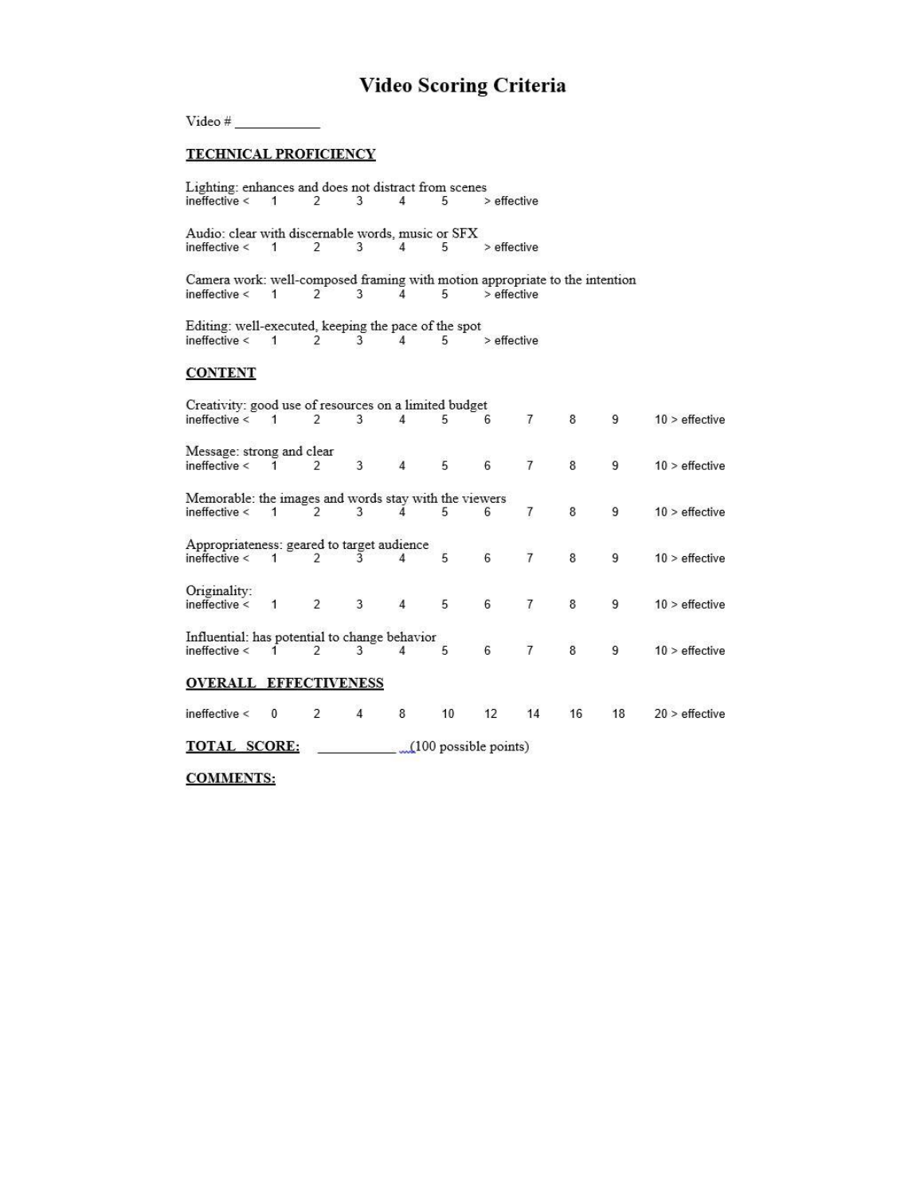# Video Scoring Criteria

Video # ____________

## TECHNICAL PROFICIENCY

Lighting: enhances and does not distract from scenes
ineffective < 1 2 3 4 5 > effective

Audio: clear with discernable words, music or SFX
ineffective < 1 2 3 4 5 > effective

Camera work: well-composed framing with motion appropriate to the intention
ineffective < 1 2 3 4 5 > effective

Editing: well-executed, keeping the pace of the spot
ineffective < 1 2 3 4 5 > effective

## CONTENT

Creativity: good use of resources on a limited budget
ineffective < 1 2 3 4 5 6 7 8 9 10 > effective

Message: strong and clear
ineffective < 1 2 3 4 5 6 7 8 9 10 > effective

Memorable: the images and words stay with the viewers
ineffective < 1 2 3 4 5 6 7 8 9 10 > effective

Appropriateness: geared to target audience
ineffective < 1 2 3 4 5 6 7 8 9 10 > effective

Originality:
ineffective < 1 2 3 4 5 6 7 8 9 10 > effective

Influential: has potential to change behavior
ineffective < 1 2 3 4 5 6 7 8 9 10 > effective

## OVERALL EFFECTIVENESS

ineffective < 0 2 4 8 10 12 14 16 18 20 > effective

**TOTAL SCORE:** ___________ (100 possible points)

**COMMENTS:**